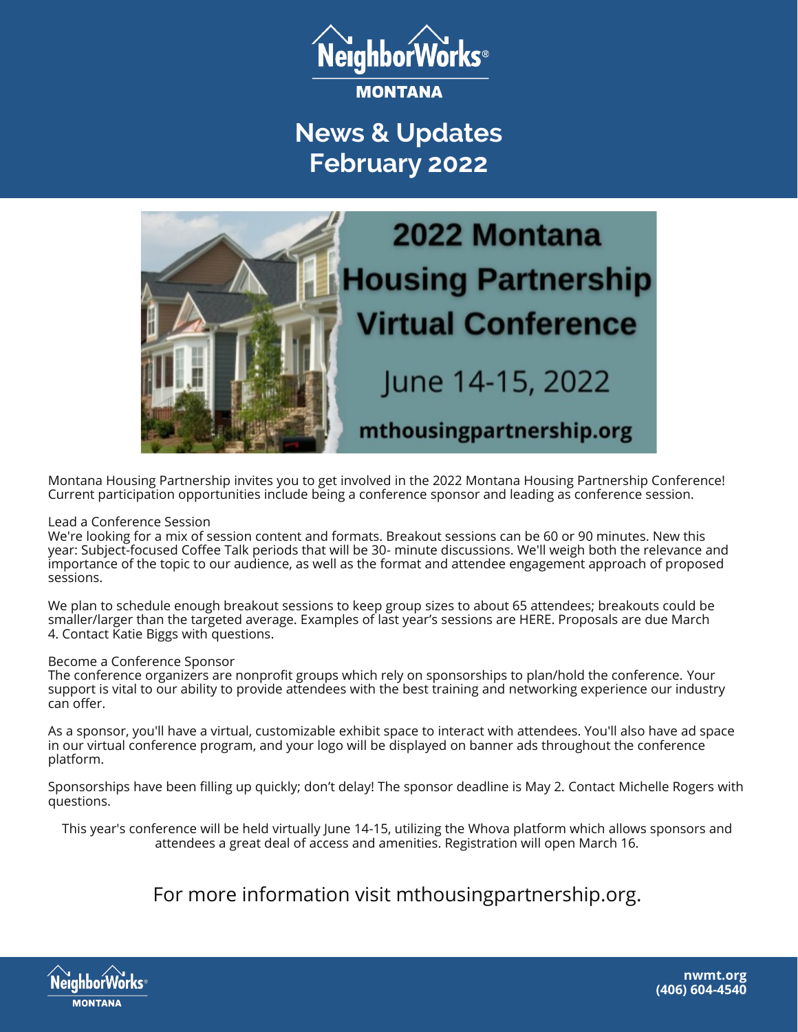NeighborWorks® MONTANA

# News & Updates
# February 2022

## 2022 Montana Housing Partnership Virtual Conference

June 14-15, 2022

mthousingpartnership.org

Montana Housing Partnership invites you to get involved in the 2022 Montana Housing Partnership Conference! Current participation opportunities include being a conference sponsor and leading as conference session.

Lead a Conference Session
We're looking for a mix of session content and formats. Breakout sessions can be 60 or 90 minutes. New this year: Subject-focused Coffee Talk periods that will be 30- minute discussions. We'll weigh both the relevance and importance of the topic to our audience, as well as the format and attendee engagement approach of proposed sessions.

We plan to schedule enough breakout sessions to keep group sizes to about 65 attendees; breakouts could be smaller/larger than the targeted average. Examples of last year's sessions are HERE. Proposals are due March 4. Contact Katie Biggs with questions.

Become a Conference Sponsor
The conference organizers are nonprofit groups which rely on sponsorships to plan/hold the conference. Your support is vital to our ability to provide attendees with the best training and networking experience our industry can offer.

As a sponsor, you'll have a virtual, customizable exhibit space to interact with attendees. You'll also have ad space in our virtual conference program, and your logo will be displayed on banner ads throughout the conference platform.

Sponsorships have been filling up quickly; don't delay! The sponsor deadline is May 2. Contact Michelle Rogers with questions.

This year's conference will be held virtually June 14-15, utilizing the Whova platform which allows sponsors and attendees a great deal of access and amenities. Registration will open March 16.

For more information visit mthousingpartnership.org.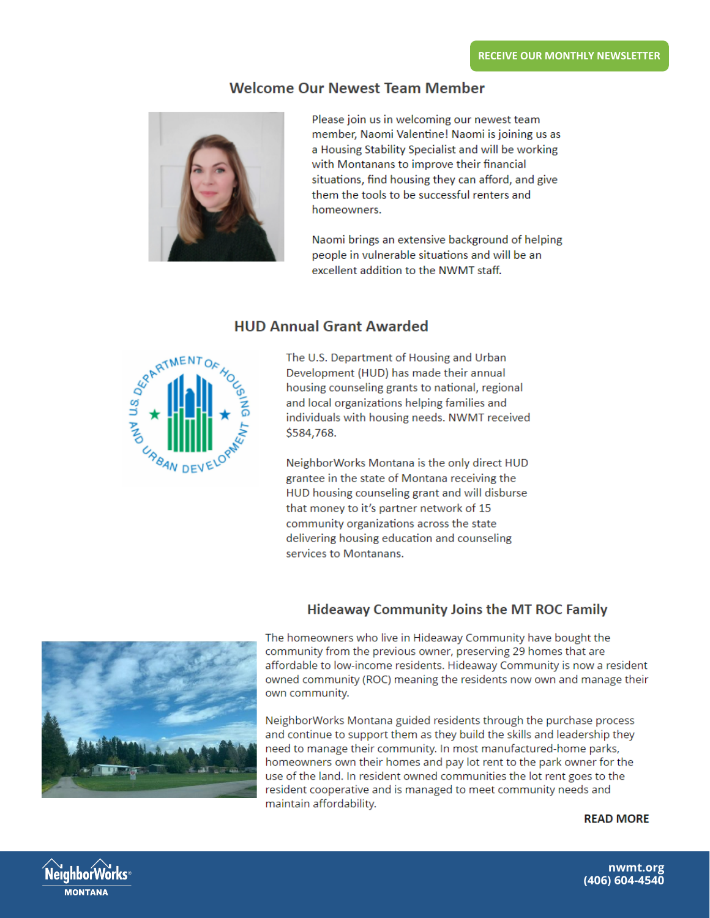RECEIVE OUR MONTHLY NEWSLETTER

## Welcome Our Newest Team Member

Please join us in welcoming our newest team member, Naomi Valentine! Naomi is joining us as a Housing Stability Specialist and will be working with Montanans to improve their financial situations, find housing they can afford, and give them the tools to be successful renters and homeowners.

Naomi brings an extensive background of helping people in vulnerable situations and will be an excellent addition to the NWMT staff.

## HUD Annual Grant Awarded

The U.S. Department of Housing and Urban Development (HUD) has made their annual housing counseling grants to national, regional and local organizations helping families and individuals with housing needs. NWMT received $584,768.

NeighborWorks Montana is the only direct HUD grantee in the state of Montana receiving the HUD housing counseling grant and will disburse that money to it's partner network of 15 community organizations across the state delivering housing education and counseling services to Montanans.

## Hideaway Community Joins the MT ROC Family

The homeowners who live in Hideaway Community have bought the community from the previous owner, preserving 29 homes that are affordable to low-income residents. Hideaway Community is now a resident owned community (ROC) meaning the residents now own and manage their own community.

NeighborWorks Montana guided residents through the purchase process and continue to support them as they build the skills and leadership they need to manage their community. In most manufactured-home parks, homeowners own their homes and pay lot rent to the park owner for the use of the land. In resident owned communities the lot rent goes to the resident cooperative and is managed to meet community needs and maintain affordability.

**READ MORE**

NeighborWorks MONTANA

nwmt.org
(406) 604-4540